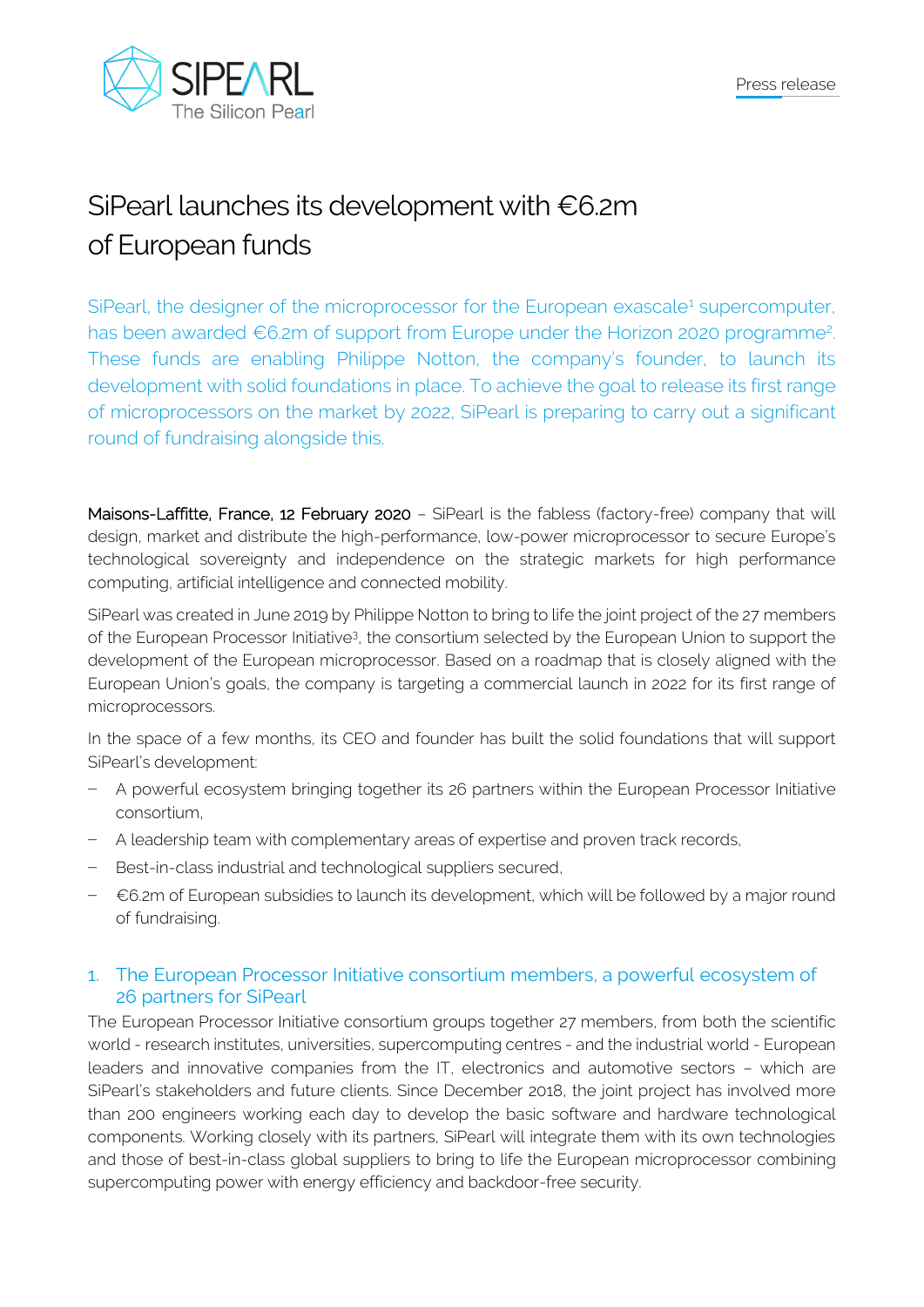Press release

# SiPearl launches its development with €6.2m of European funds

SiPearl, the designer of the microprocessor for the European exascale[1] supercomputer, has been awarded €6.2m of support from Europe under the Horizon 2020 programme[2]. These funds are enabling Philippe Notton, the company's founder, to launch its development with solid foundations in place. To achieve the goal to release its first range of microprocessors on the market by 2022, SiPearl is preparing to carry out a significant round of fundraising alongside this.

**Maisons-Laffitte, France, 12 February 2020** – SiPearl is the fabless (factory-free) company that will design, market and distribute the high-performance, low-power microprocessor to secure Europe's technological sovereignty and independence on the strategic markets for high performance computing, artificial intelligence and connected mobility.

SiPearl was created in June 2019 by Philippe Notton to bring to life the joint project of the 27 members of the European Processor Initiative[3], the consortium selected by the European Union to support the development of the European microprocessor. Based on a roadmap that is closely aligned with the European Union's goals, the company is targeting a commercial launch in 2022 for its first range of microprocessors.

In the space of a few months, its CEO and founder has built the solid foundations that will support SiPearl's development:

- A powerful ecosystem bringing together its 26 partners within the European Processor Initiative consortium,
- A leadership team with complementary areas of expertise and proven track records,
- Best-in-class industrial and technological suppliers secured,
- €6.2m of European subsidies to launch its development, which will be followed by a major round of fundraising.

## 1. The European Processor Initiative consortium members, a powerful ecosystem of 26 partners for SiPearl

The European Processor Initiative consortium groups together 27 members, from both the scientific world - research institutes, universities, supercomputing centres - and the industrial world - European leaders and innovative companies from the IT, electronics and automotive sectors – which are SiPearl's stakeholders and future clients. Since December 2018, the joint project has involved more than 200 engineers working each day to develop the basic software and hardware technological components. Working closely with its partners, SiPearl will integrate them with its own technologies and those of best-in-class global suppliers to bring to life the European microprocessor combining supercomputing power with energy efficiency and backdoor-free security.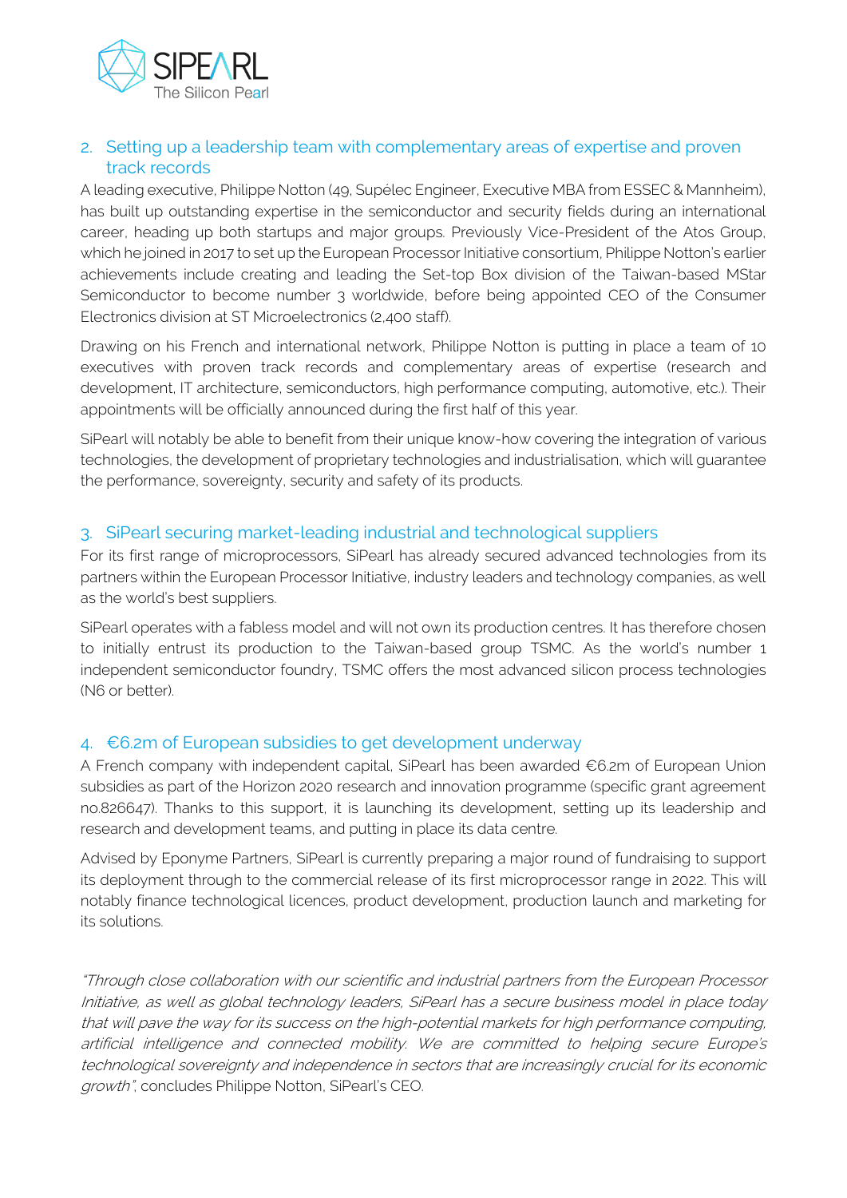## 2. Setting up a leadership team with complementary areas of expertise and proven track records

A leading executive, Philippe Notton (49, Supélec Engineer, Executive MBA from ESSEC & Mannheim), has built up outstanding expertise in the semiconductor and security fields during an international career, heading up both startups and major groups. Previously Vice-President of the Atos Group, which he joined in 2017 to set up the European Processor Initiative consortium, Philippe Notton's earlier achievements include creating and leading the Set-top Box division of the Taiwan-based MStar Semiconductor to become number 3 worldwide, before being appointed CEO of the Consumer Electronics division at ST Microelectronics (2,400 staff).

Drawing on his French and international network, Philippe Notton is putting in place a team of 10 executives with proven track records and complementary areas of expertise (research and development, IT architecture, semiconductors, high performance computing, automotive, etc.). Their appointments will be officially announced during the first half of this year.

SiPearl will notably be able to benefit from their unique know-how covering the integration of various technologies, the development of proprietary technologies and industrialisation, which will guarantee the performance, sovereignty, security and safety of its products.

## 3. SiPearl securing market-leading industrial and technological suppliers

For its first range of microprocessors, SiPearl has already secured advanced technologies from its partners within the European Processor Initiative, industry leaders and technology companies, as well as the world's best suppliers.

SiPearl operates with a fabless model and will not own its production centres. It has therefore chosen to initially entrust its production to the Taiwan-based group TSMC. As the world's number 1 independent semiconductor foundry, TSMC offers the most advanced silicon process technologies (N6 or better).

## 4. €6.2m of European subsidies to get development underway

A French company with independent capital, SiPearl has been awarded €6.2m of European Union subsidies as part of the Horizon 2020 research and innovation programme (specific grant agreement no.826647). Thanks to this support, it is launching its development, setting up its leadership and research and development teams, and putting in place its data centre.

Advised by Eponyme Partners, SiPearl is currently preparing a major round of fundraising to support its deployment through to the commercial release of its first microprocessor range in 2022. This will notably finance technological licences, product development, production launch and marketing for its solutions.

*"Through close collaboration with our scientific and industrial partners from the European Processor Initiative, as well as global technology leaders, SiPearl has a secure business model in place today that will pave the way for its success on the high-potential markets for high performance computing, artificial intelligence and connected mobility. We are committed to helping secure Europe's technological sovereignty and independence in sectors that are increasingly crucial for its economic growth"*, concludes Philippe Notton, SiPearl's CEO.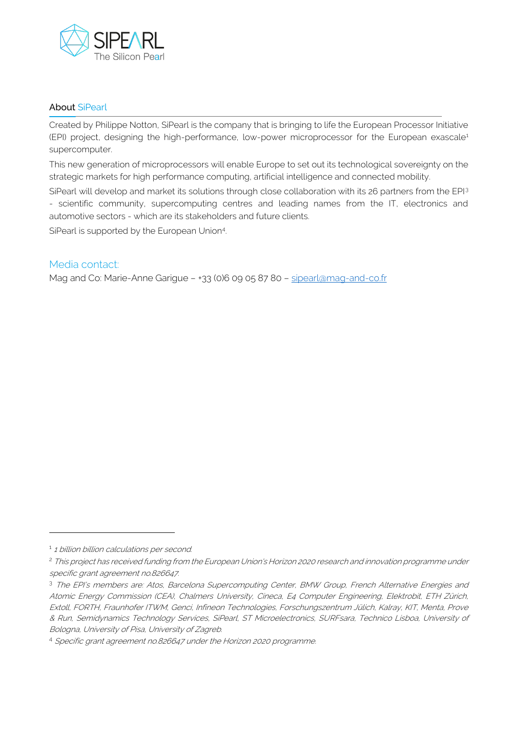## About SiPearl

Created by Philippe Notton, SiPearl is the company that is bringing to life the European Processor Initiative (EPI) project, designing the high-performance, low-power microprocessor for the European exascale[1] supercomputer.

This new generation of microprocessors will enable Europe to set out its technological sovereignty on the strategic markets for high performance computing, artificial intelligence and connected mobility.

SiPearl will develop and market its solutions through close collaboration with its 26 partners from the EPI[3] - scientific community, supercomputing centres and leading names from the IT, electronics and automotive sectors - which are its stakeholders and future clients.

SiPearl is supported by the European Union[4].

### Media contact:

Mag and Co: Marie-Anne Garigue – +33 (0)6 09 05 87 80 – sipearl@mag-and-co.fr

---

[1] *1 billion billion calculations per second.*

[2] *This project has received funding from the European Union's Horizon 2020 research and innovation programme under specific grant agreement no.826647.*

[3] *The EPI's members are: Atos, Barcelona Supercomputing Center, BMW Group, French Alternative Energies and Atomic Energy Commission (CEA), Chalmers University, Cineca, E4 Computer Engineering, Elektrobit, ETH Zürich, Extoll, FORTH, Fraunhofer ITWM, Genci, Infineon Technologies, Forschungszentrum Jülich, Kalray, KIT, Menta, Prove & Run, Semidynamics Technology Services, SiPearl, ST Microelectronics, SURFsara, Technico Lisboa, University of Bologna, University of Pisa, University of Zagreb.*

[4] *Specific grant agreement no.826647 under the Horizon 2020 programme.*